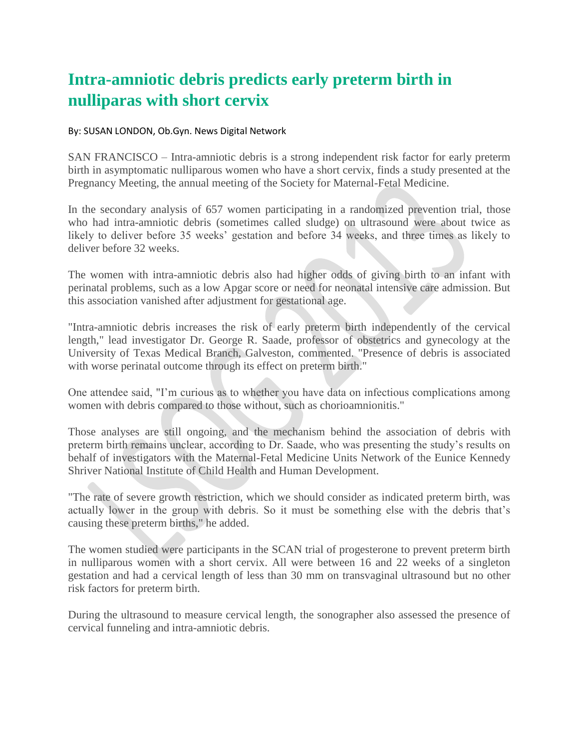# Intra-amniotic debris predicts early preterm birth in nulliparas with short cervix

By: SUSAN LONDON, Ob.Gyn. News Digital Network

SAN FRANCISCO – Intra-amniotic debris is a strong independent risk factor for early preterm birth in asymptomatic nulliparous women who have a short cervix, finds a study presented at the Pregnancy Meeting, the annual meeting of the Society for Maternal-Fetal Medicine.

In the secondary analysis of 657 women participating in a randomized prevention trial, those who had intra-amniotic debris (sometimes called sludge) on ultrasound were about twice as likely to deliver before 35 weeks' gestation and before 34 weeks, and three times as likely to deliver before 32 weeks.

The women with intra-amniotic debris also had higher odds of giving birth to an infant with perinatal problems, such as a low Apgar score or need for neonatal intensive care admission. But this association vanished after adjustment for gestational age.

"Intra-amniotic debris increases the risk of early preterm birth independently of the cervical length," lead investigator Dr. George R. Saade, professor of obstetrics and gynecology at the University of Texas Medical Branch, Galveston, commented. "Presence of debris is associated with worse perinatal outcome through its effect on preterm birth."

One attendee said, "I'm curious as to whether you have data on infectious complications among women with debris compared to those without, such as chorioamnionitis."

Those analyses are still ongoing, and the mechanism behind the association of debris with preterm birth remains unclear, according to Dr. Saade, who was presenting the study's results on behalf of investigators with the Maternal-Fetal Medicine Units Network of the Eunice Kennedy Shriver National Institute of Child Health and Human Development.

"The rate of severe growth restriction, which we should consider as indicated preterm birth, was actually lower in the group with debris. So it must be something else with the debris that's causing these preterm births," he added.

The women studied were participants in the SCAN trial of progesterone to prevent preterm birth in nulliparous women with a short cervix. All were between 16 and 22 weeks of a singleton gestation and had a cervical length of less than 30 mm on transvaginal ultrasound but no other risk factors for preterm birth.

During the ultrasound to measure cervical length, the sonographer also assessed the presence of cervical funneling and intra-amniotic debris.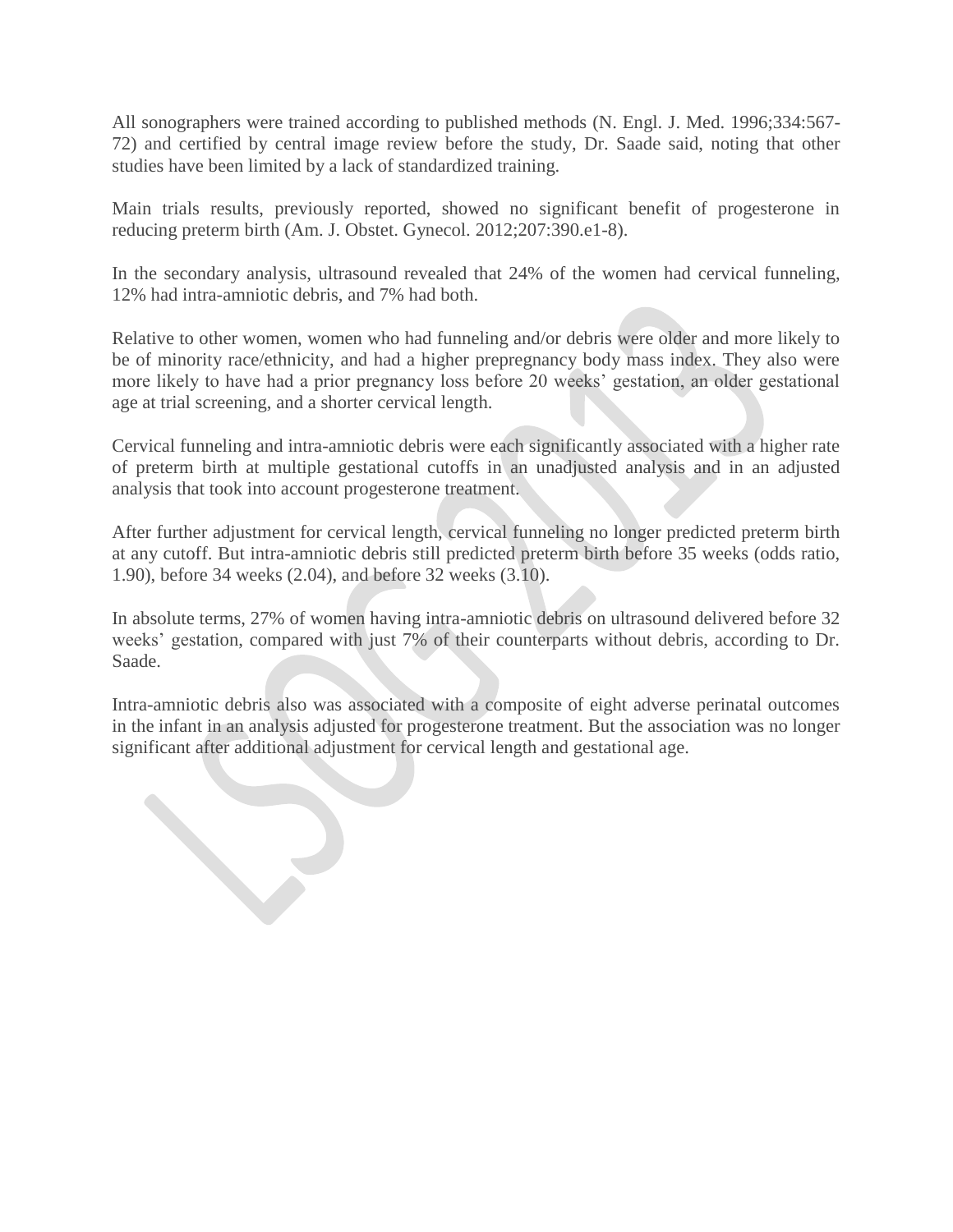All sonographers were trained according to published methods (N. Engl. J. Med. 1996;334:567-72) and certified by central image review before the study, Dr. Saade said, noting that other studies have been limited by a lack of standardized training.

Main trials results, previously reported, showed no significant benefit of progesterone in reducing preterm birth (Am. J. Obstet. Gynecol. 2012;207:390.e1-8).

In the secondary analysis, ultrasound revealed that 24% of the women had cervical funneling, 12% had intra-amniotic debris, and 7% had both.

Relative to other women, women who had funneling and/or debris were older and more likely to be of minority race/ethnicity, and had a higher prepregnancy body mass index. They also were more likely to have had a prior pregnancy loss before 20 weeks' gestation, an older gestational age at trial screening, and a shorter cervical length.

Cervical funneling and intra-amniotic debris were each significantly associated with a higher rate of preterm birth at multiple gestational cutoffs in an unadjusted analysis and in an adjusted analysis that took into account progesterone treatment.

After further adjustment for cervical length, cervical funneling no longer predicted preterm birth at any cutoff. But intra-amniotic debris still predicted preterm birth before 35 weeks (odds ratio, 1.90), before 34 weeks (2.04), and before 32 weeks (3.10).

In absolute terms, 27% of women having intra-amniotic debris on ultrasound delivered before 32 weeks' gestation, compared with just 7% of their counterparts without debris, according to Dr. Saade.

Intra-amniotic debris also was associated with a composite of eight adverse perinatal outcomes in the infant in an analysis adjusted for progesterone treatment. But the association was no longer significant after additional adjustment for cervical length and gestational age.